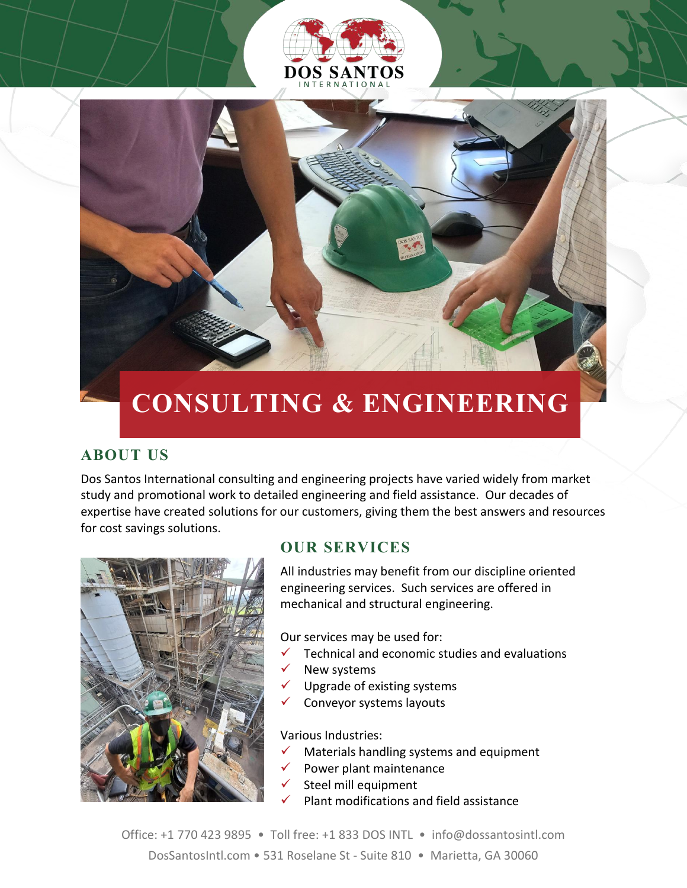# DOS SANTOS INTERNATIONAL

# CONSULTING & ENGINEERING

## ABOUT US

Dos Santos International consulting and engineering projects have varied widely from market study and promotional work to detailed engineering and field assistance. Our decades of expertise have created solutions for our customers, giving them the best answers and resources for cost savings solutions.

## OUR SERVICES

All industries may benefit from our discipline oriented engineering services. Such services are offered in mechanical and structural engineering.

Our services may be used for:

- ✓ Technical and economic studies and evaluations
- ✓ New systems
- ✓ Upgrade of existing systems
- ✓ Conveyor systems layouts

Various Industries:

- ✓ Materials handling systems and equipment
- ✓ Power plant maintenance
- ✓ Steel mill equipment
- ✓ Plant modifications and field assistance

Office: +1 770 423 9895 • Toll free: +1 833 DOS INTL • info@dossantosintl.com
DosSantosIntl.com • 531 Roselane St - Suite 810 • Marietta, GA 30060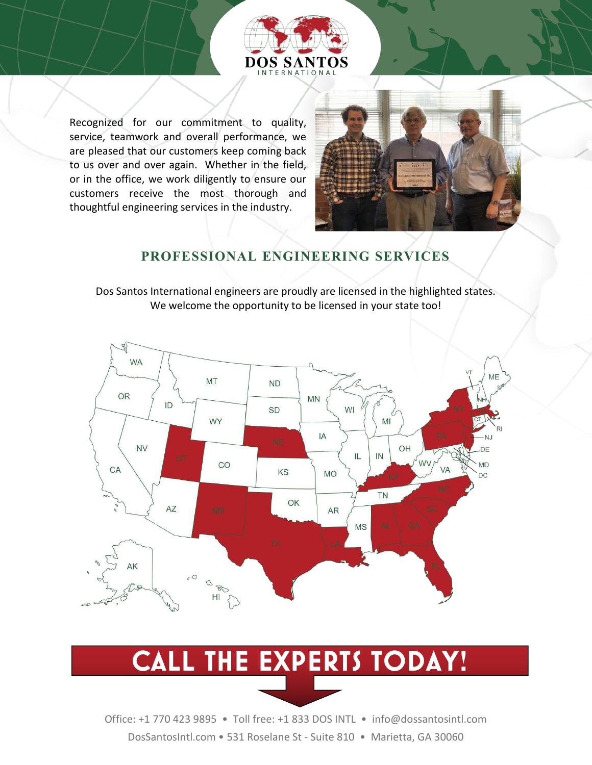DOS SANTOS
INTERNATIONAL

Recognized for our commitment to quality, service, teamwork and overall performance, we are pleased that our customers keep coming back to us over and over again. Whether in the field, or in the office, we work diligently to ensure our customers receive the most thorough and thoughtful engineering services in the industry.

## PROFESSIONAL ENGINEERING SERVICES

Dos Santos International engineers are proudly are licensed in the highlighted states.
We welcome the opportunity to be licensed in your state too!

WA
OR
CA
NV
ID
MT
WY
UT
AZ
CO
NM
ND
SD
NE
KS
OK
TX
MN
IA
MO
AR
LA
WI
IL
MS
MI
IN
KY
TN
AL
OH
GA
FL
WV
VA
NC
SC
PA
NY
VT
NH
ME
MA
CT
RI
NJ
DE
MD
DC
AK
HI

# CALL THE EXPERTS TODAY!

Office: +1 770 423 9895 • Toll free: +1 833 DOS INTL • info@dossantosintl.com

DosSantosIntl.com • 531 Roselane St - Suite 810 • Marietta, GA 30060